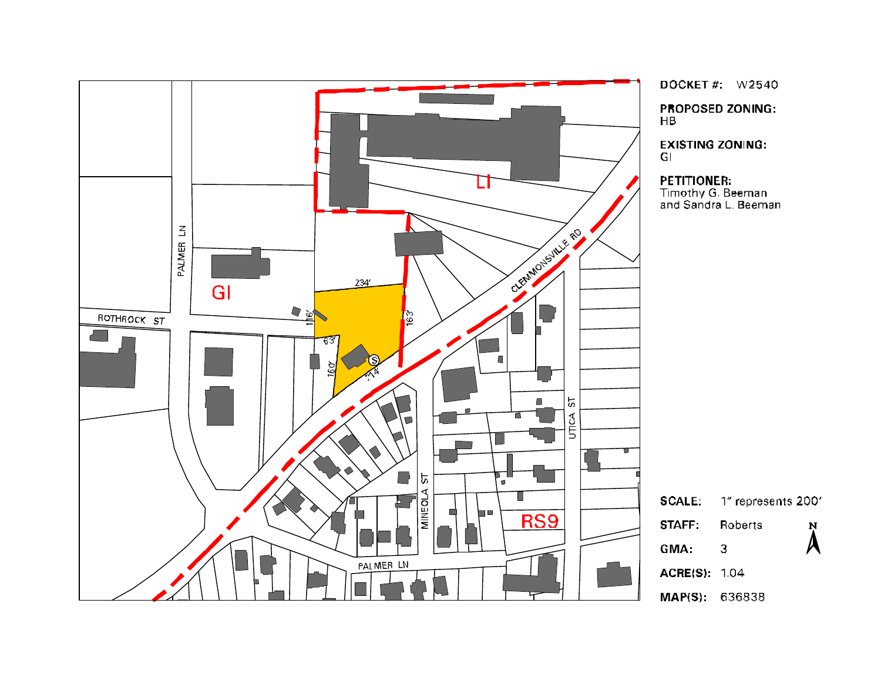**DOCKET #:** W2540

**PROPOSED ZONING:**
HB

**EXISTING ZONING:**
GI

**PETITIONER:**
Timothy G. Beeman
and Sandra L. Beeman

LI

GI

RS9

PALMER LN

ROTHROCK ST

CLEMMONSVILLE RD

UTICA ST

MINEOLA ST

PALMER LN

234'

116'

163'

63'

160'

214'

**SCALE:** 1" represents 200'

**STAFF:** Roberts

**GMA:** 3

**ACRE(S):** 1.04

**MAP(S):** 636838

N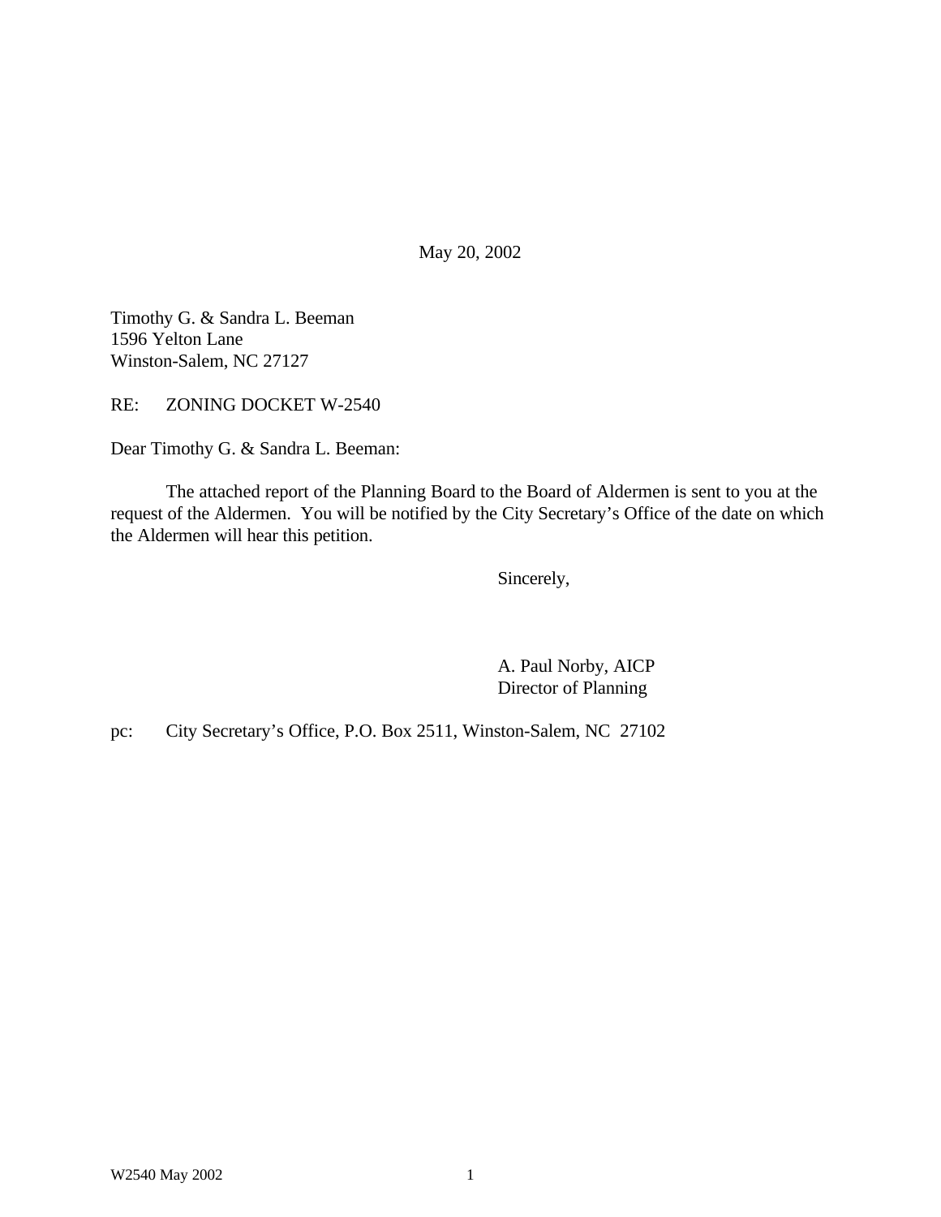May 20, 2002

Timothy G. & Sandra L. Beeman  
1596 Yelton Lane  
Winston-Salem, NC 27127

RE: ZONING DOCKET W-2540

Dear Timothy G. & Sandra L. Beeman:

The attached report of the Planning Board to the Board of Aldermen is sent to you at the request of the Aldermen. You will be notified by the City Secretary's Office of the date on which the Aldermen will hear this petition.

Sincerely,

A. Paul Norby, AICP  
Director of Planning

pc: City Secretary's Office, P.O. Box 2511, Winston-Salem, NC 27102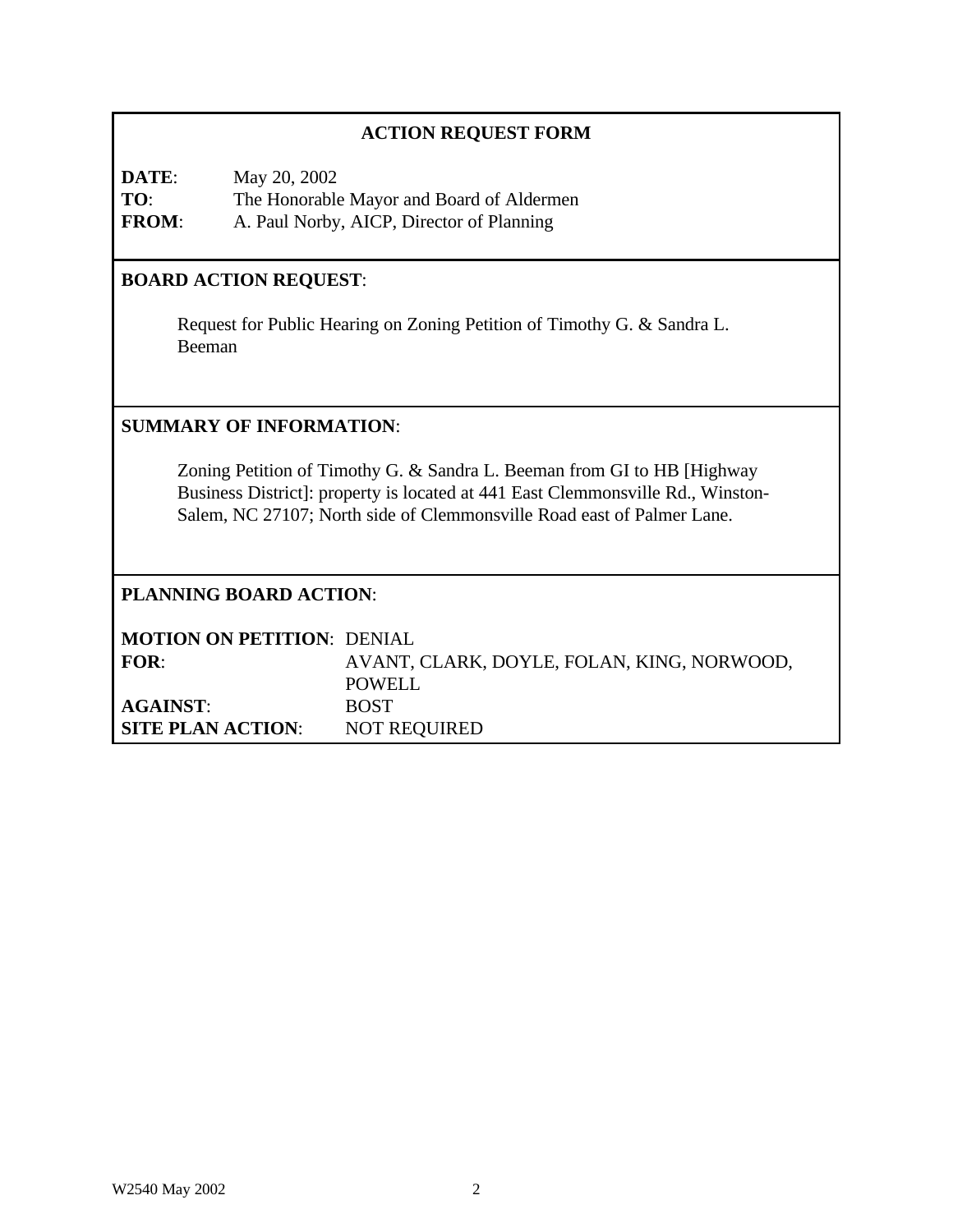## ACTION REQUEST FORM

**DATE**: May 20, 2002
**TO**: The Honorable Mayor and Board of Aldermen
**FROM**: A. Paul Norby, AICP, Director of Planning

**BOARD ACTION REQUEST**:

Request for Public Hearing on Zoning Petition of Timothy G. & Sandra L. Beeman

**SUMMARY OF INFORMATION**:

Zoning Petition of Timothy G. & Sandra L. Beeman from GI to HB [Highway Business District]: property is located at 441 East Clemmonsville Rd., Winston-Salem, NC 27107; North side of Clemmonsville Road east of Palmer Lane.

**PLANNING BOARD ACTION**:

| | |
|---|---|
| **MOTION ON PETITION**: | DENIAL |
| **FOR**: | AVANT, CLARK, DOYLE, FOLAN, KING, NORWOOD, POWELL |
| **AGAINST**: | BOST |
| **SITE PLAN ACTION**: | NOT REQUIRED |

W2540 May 2002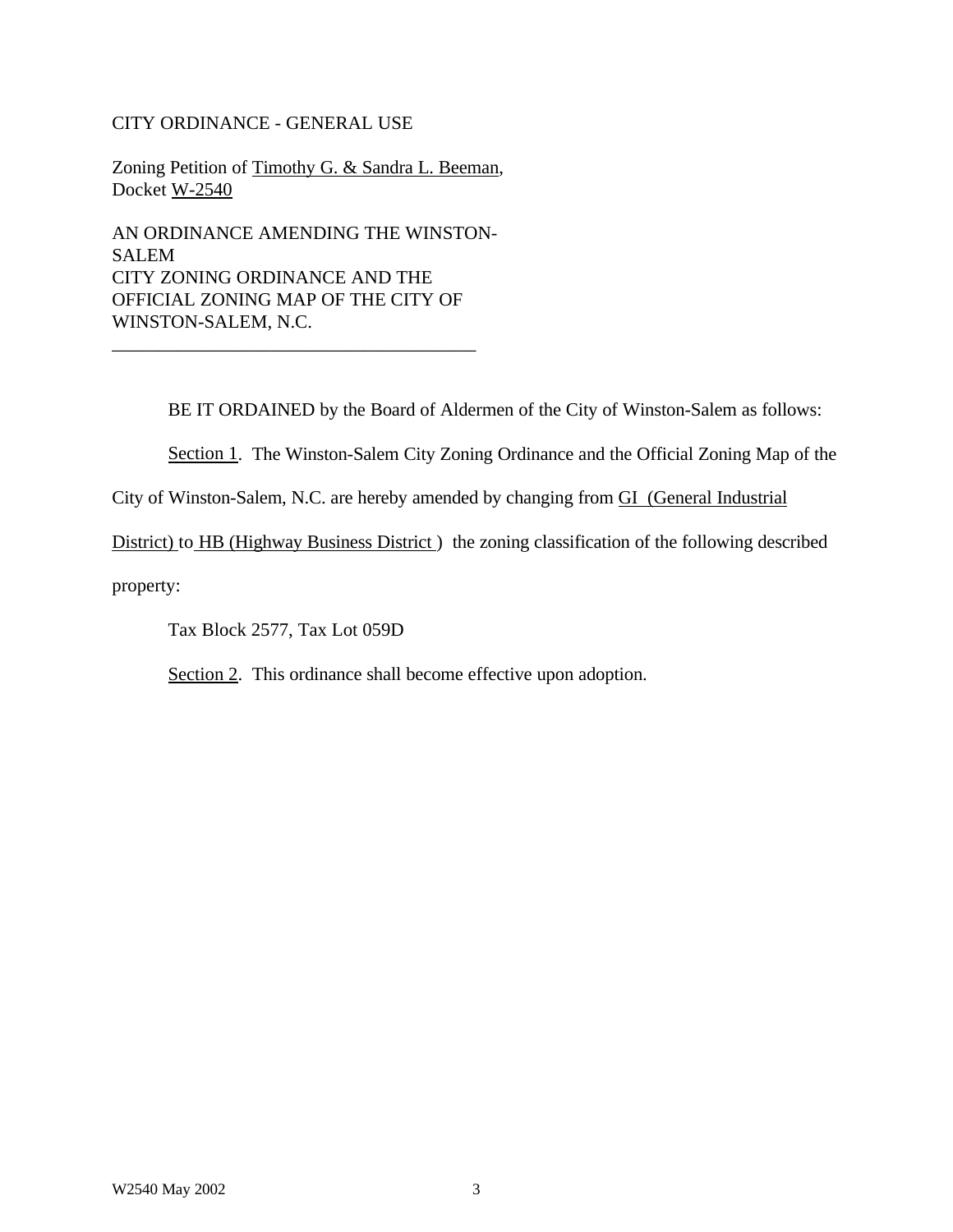CITY ORDINANCE - GENERAL USE

Zoning Petition of Timothy G. & Sandra L. Beeman,
Docket W-2540

AN ORDINANCE AMENDING THE WINSTON-SALEM
CITY ZONING ORDINANCE AND THE
OFFICIAL ZONING MAP OF THE CITY OF
WINSTON-SALEM, N.C.

---

BE IT ORDAINED by the Board of Aldermen of the City of Winston-Salem as follows:

Section 1. The Winston-Salem City Zoning Ordinance and the Official Zoning Map of the City of Winston-Salem, N.C. are hereby amended by changing from GI (General Industrial District) to HB (Highway Business District) the zoning classification of the following described property:

Tax Block 2577, Tax Lot 059D

Section 2. This ordinance shall become effective upon adoption.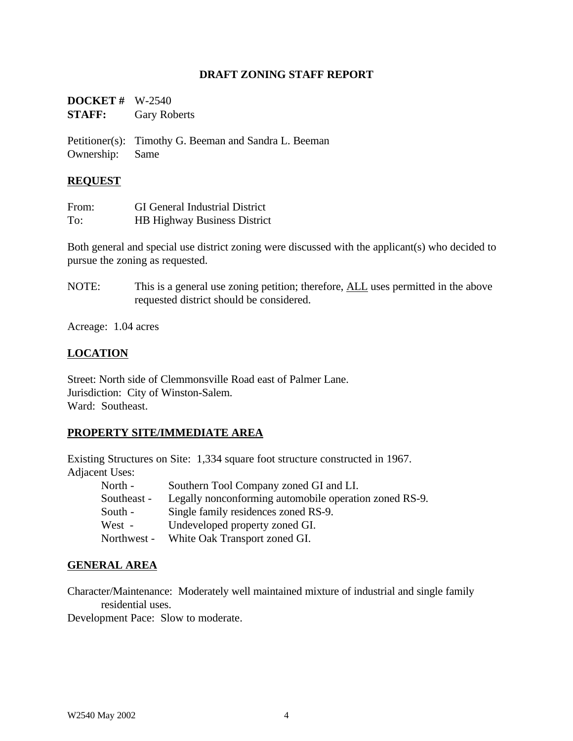# DRAFT ZONING STAFF REPORT

**DOCKET #** W-2540
**STAFF:** Gary Roberts

Petitioner(s): Timothy G. Beeman and Sandra L. Beeman
Ownership: Same

## REQUEST

From: GI General Industrial District
To: HB Highway Business District

Both general and special use district zoning were discussed with the applicant(s) who decided to pursue the zoning as requested.

NOTE: This is a general use zoning petition; therefore, ALL uses permitted in the above requested district should be considered.

Acreage: 1.04 acres

## LOCATION

Street: North side of Clemmonsville Road east of Palmer Lane.
Jurisdiction: City of Winston-Salem.
Ward: Southeast.

## PROPERTY SITE/IMMEDIATE AREA

Existing Structures on Site: 1,334 square foot structure constructed in 1967.
Adjacent Uses:

- North - Southern Tool Company zoned GI and LI.
- Southeast - Legally nonconforming automobile operation zoned RS-9.
- South - Single family residences zoned RS-9.
- West - Undeveloped property zoned GI.
- Northwest - White Oak Transport zoned GI.

## GENERAL AREA

Character/Maintenance: Moderately well maintained mixture of industrial and single family residential uses.
Development Pace: Slow to moderate.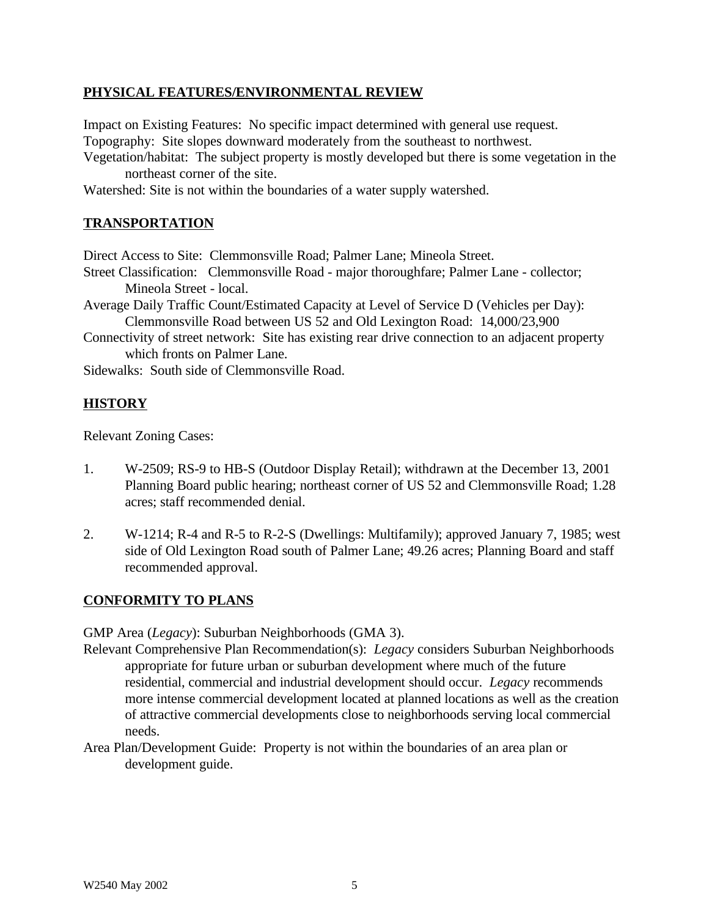## PHYSICAL FEATURES/ENVIRONMENTAL REVIEW

Impact on Existing Features: No specific impact determined with general use request.

Topography: Site slopes downward moderately from the southeast to northwest.

Vegetation/habitat: The subject property is mostly developed but there is some vegetation in the northeast corner of the site.

Watershed: Site is not within the boundaries of a water supply watershed.

## TRANSPORTATION

Direct Access to Site: Clemmonsville Road; Palmer Lane; Mineola Street.

Street Classification: Clemmonsville Road - major thoroughfare; Palmer Lane - collector; Mineola Street - local.

Average Daily Traffic Count/Estimated Capacity at Level of Service D (Vehicles per Day): Clemmonsville Road between US 52 and Old Lexington Road: 14,000/23,900

Connectivity of street network: Site has existing rear drive connection to an adjacent property which fronts on Palmer Lane.

Sidewalks: South side of Clemmonsville Road.

## HISTORY

Relevant Zoning Cases:

1. W-2509; RS-9 to HB-S (Outdoor Display Retail); withdrawn at the December 13, 2001 Planning Board public hearing; northeast corner of US 52 and Clemmonsville Road; 1.28 acres; staff recommended denial.

2. W-1214; R-4 and R-5 to R-2-S (Dwellings: Multifamily); approved January 7, 1985; west side of Old Lexington Road south of Palmer Lane; 49.26 acres; Planning Board and staff recommended approval.

## CONFORMITY TO PLANS

GMP Area (*Legacy*): Suburban Neighborhoods (GMA 3).

Relevant Comprehensive Plan Recommendation(s): *Legacy* considers Suburban Neighborhoods appropriate for future urban or suburban development where much of the future residential, commercial and industrial development should occur. *Legacy* recommends more intense commercial development located at planned locations as well as the creation of attractive commercial developments close to neighborhoods serving local commercial needs.

Area Plan/Development Guide: Property is not within the boundaries of an area plan or development guide.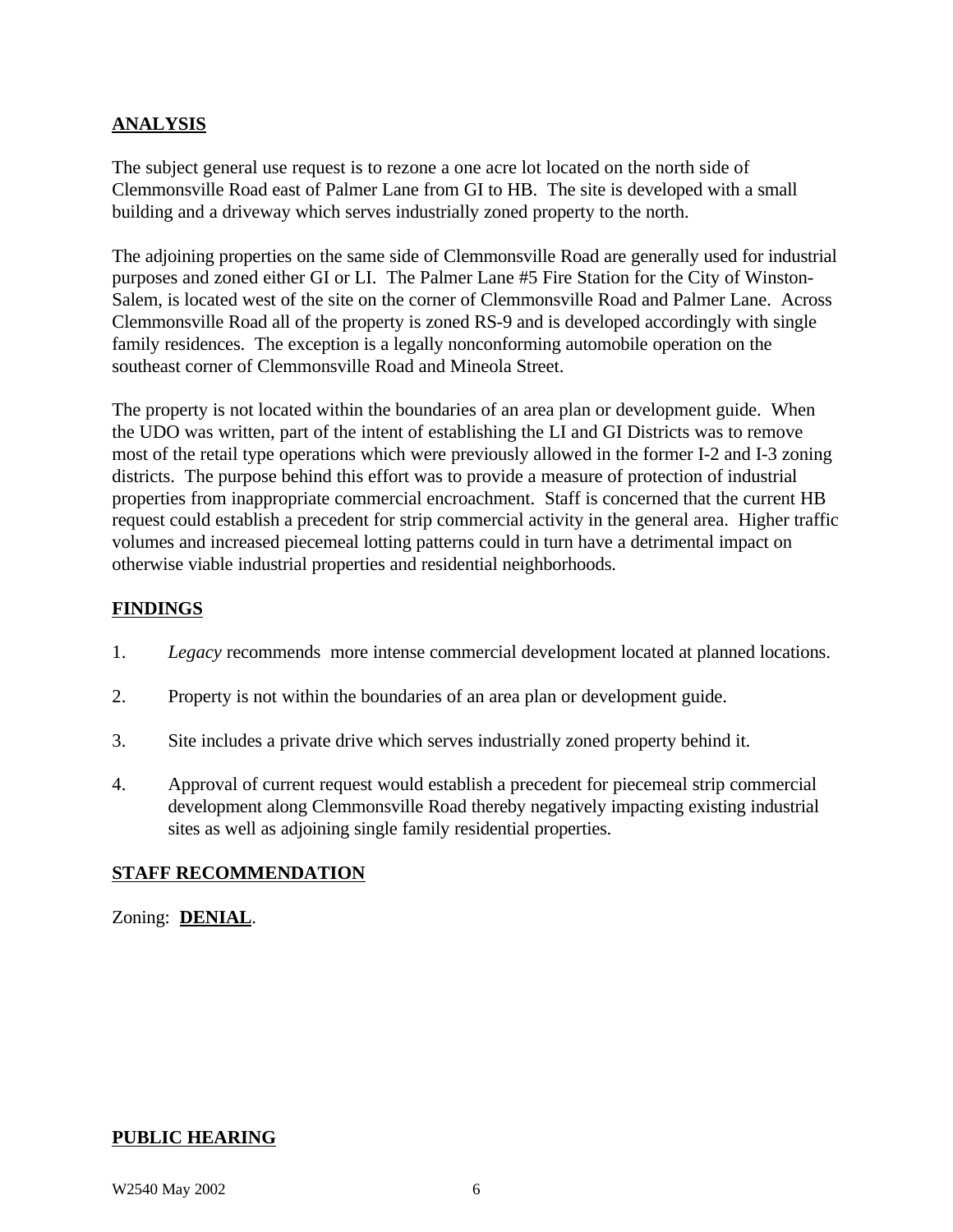## ANALYSIS

The subject general use request is to rezone a one acre lot located on the north side of Clemmonsville Road east of Palmer Lane from GI to HB. The site is developed with a small building and a driveway which serves industrially zoned property to the north.

The adjoining properties on the same side of Clemmonsville Road are generally used for industrial purposes and zoned either GI or LI. The Palmer Lane #5 Fire Station for the City of Winston-Salem, is located west of the site on the corner of Clemmonsville Road and Palmer Lane. Across Clemmonsville Road all of the property is zoned RS-9 and is developed accordingly with single family residences. The exception is a legally nonconforming automobile operation on the southeast corner of Clemmonsville Road and Mineola Street.

The property is not located within the boundaries of an area plan or development guide. When the UDO was written, part of the intent of establishing the LI and GI Districts was to remove most of the retail type operations which were previously allowed in the former I-2 and I-3 zoning districts. The purpose behind this effort was to provide a measure of protection of industrial properties from inappropriate commercial encroachment. Staff is concerned that the current HB request could establish a precedent for strip commercial activity in the general area. Higher traffic volumes and increased piecemeal lotting patterns could in turn have a detrimental impact on otherwise viable industrial properties and residential neighborhoods.

## FINDINGS

1. *Legacy* recommends more intense commercial development located at planned locations.

2. Property is not within the boundaries of an area plan or development guide.

3. Site includes a private drive which serves industrially zoned property behind it.

4. Approval of current request would establish a precedent for piecemeal strip commercial development along Clemmonsville Road thereby negatively impacting existing industrial sites as well as adjoining single family residential properties.

## STAFF RECOMMENDATION

Zoning: **DENIAL**.

## PUBLIC HEARING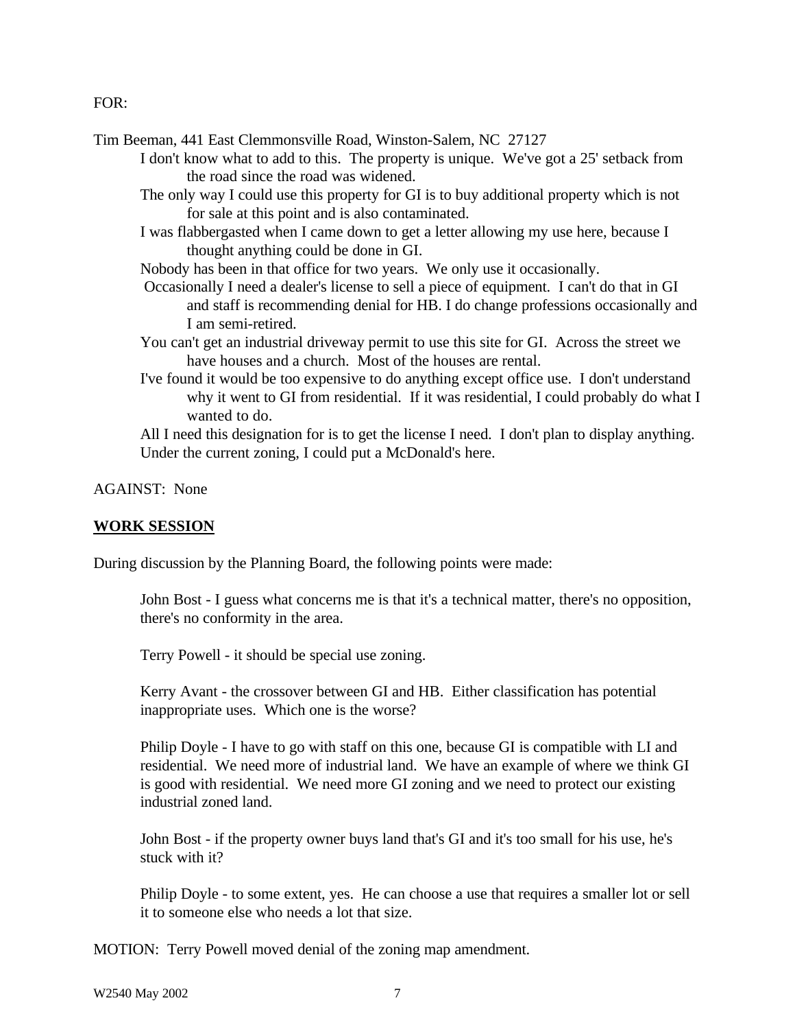FOR:

Tim Beeman, 441 East Clemmonsville Road, Winston-Salem, NC 27127

I don't know what to add to this. The property is unique. We've got a 25' setback from the road since the road was widened.

The only way I could use this property for GI is to buy additional property which is not for sale at this point and is also contaminated.

I was flabbergasted when I came down to get a letter allowing my use here, because I thought anything could be done in GI.

Nobody has been in that office for two years. We only use it occasionally.

Occasionally I need a dealer's license to sell a piece of equipment. I can't do that in GI and staff is recommending denial for HB. I do change professions occasionally and I am semi-retired.

You can't get an industrial driveway permit to use this site for GI. Across the street we have houses and a church. Most of the houses are rental.

I've found it would be too expensive to do anything except office use. I don't understand why it went to GI from residential. If it was residential, I could probably do what I wanted to do.

All I need this designation for is to get the license I need. I don't plan to display anything. Under the current zoning, I could put a McDonald's here.

AGAINST: None

## WORK SESSION

During discussion by the Planning Board, the following points were made:

John Bost - I guess what concerns me is that it's a technical matter, there's no opposition, there's no conformity in the area.

Terry Powell - it should be special use zoning.

Kerry Avant - the crossover between GI and HB. Either classification has potential inappropriate uses. Which one is the worse?

Philip Doyle - I have to go with staff on this one, because GI is compatible with LI and residential. We need more of industrial land. We have an example of where we think GI is good with residential. We need more GI zoning and we need to protect our existing industrial zoned land.

John Bost - if the property owner buys land that's GI and it's too small for his use, he's stuck with it?

Philip Doyle - to some extent, yes. He can choose a use that requires a smaller lot or sell it to someone else who needs a lot that size.

MOTION: Terry Powell moved denial of the zoning map amendment.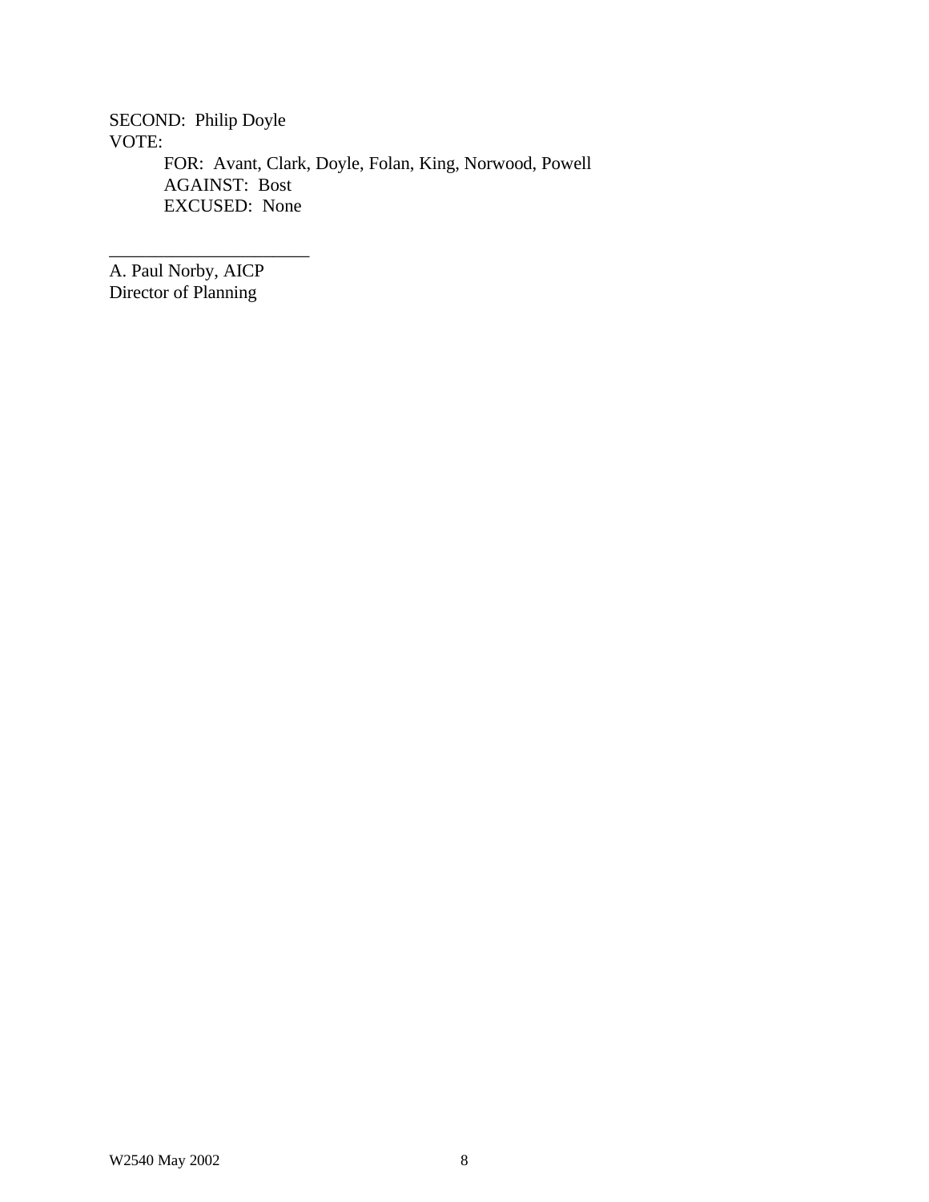SECOND: Philip Doyle
VOTE:

FOR: Avant, Clark, Doyle, Folan, King, Norwood, Powell
AGAINST: Bost
EXCUSED: None

______________________

A. Paul Norby, AICP
Director of Planning